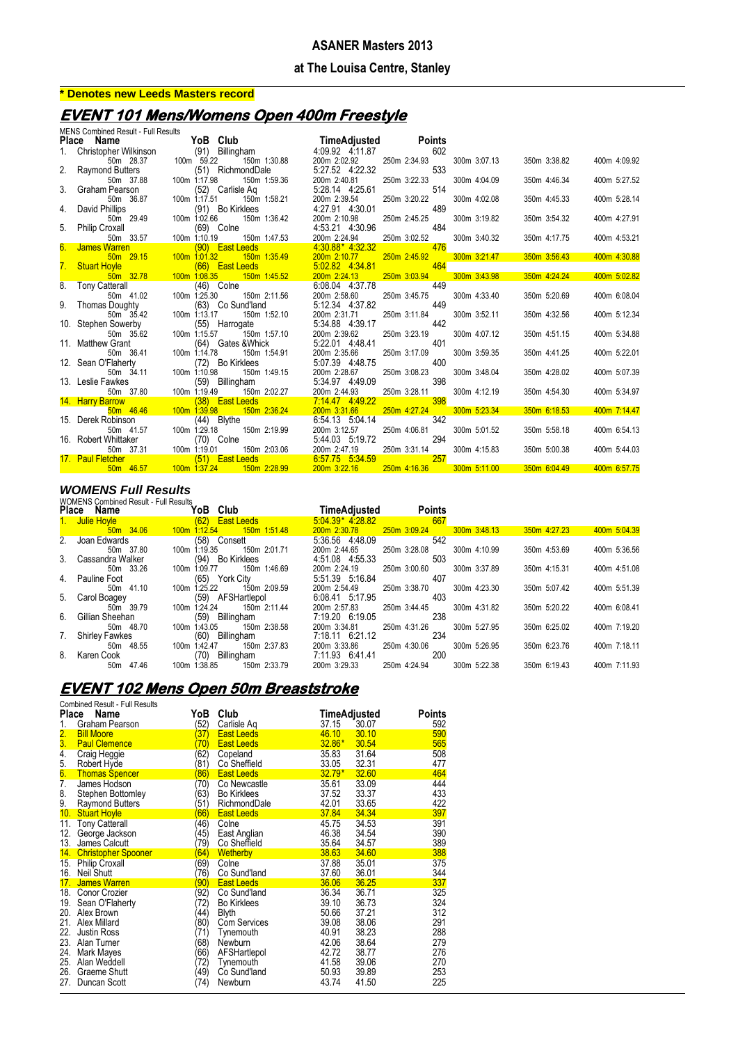# ASANER Masters 2013

## at The Louisa Centre, Stanley

**\* Denotes new Leeds Masters record**

## EVENT 101 Mens/Womens Open 400m Freestyle

MENS Combined Result - Full Results

| Place | Name | YoB | Club | Time | Adjusted | Points |
|---|---|---|---|---|---|---|
| 1. | Christopher Wilkinson | (91) | Billingham | 4:09.92 | 4:11.87 | 602 |
| | 50m 28.37 | 100m 59.22 | 150m 1:30.88 | 200m 2:02.92 | 250m 2:34.93 | 300m 3:07.13 / 350m 3:38.82 / 400m 4:09.92 |
| 2. | Raymond Butters | (51) | RichmondDale | 5:27.52 | 4:22.32 | 533 |
| | 50m 37.88 | 100m 1:17.98 | 150m 1:59.36 | 200m 2:40.81 | 250m 3:22.33 | 300m 4:04.09 / 350m 4:46.34 / 400m 5:27.52 |
| 3. | Graham Pearson | (52) | Carlisle Aq | 5:28.14 | 4:25.61 | 514 |
| | 50m 36.87 | 100m 1:17.51 | 150m 1:58.21 | 200m 2:39.54 | 250m 3:20.22 | 300m 4:02.08 / 350m 4:45.33 / 400m 5:28.14 |
| 4. | David Phillips | (91) | Bo Kirklees | 4:27.91 | 4:30.01 | 489 |
| | 50m 29.49 | 100m 1:02.66 | 150m 1:36.42 | 200m 2:10.98 | 250m 2:45.25 | 300m 3:19.82 / 350m 3:54.32 / 400m 4:27.91 |
| 5. | Philip Croxall | (69) | Colne | 4:53.21 | 4:30.96 | 484 |
| | 50m 33.57 | 100m 1:10.19 | 150m 1:47.53 | 200m 2:24.94 | 250m 3:02.52 | 300m 3:40.32 / 350m 4:17.75 / 400m 4:53.21 |
| 6. | James Warren | (90) | East Leeds | 4:30.88* | 4:32.32 | 476 |
| | 50m 29.15 | 100m 1:01.32 | 150m 1:35.49 | 200m 2:10.77 | 250m 2:45.92 | 300m 3:21.47 / 350m 3:56.43 / 400m 4:30.88 |
| 7. | Stuart Hoyle | (66) | East Leeds | 5:02.82 | 4:34.81 | 464 |
| | 50m 32.78 | 100m 1:08.35 | 150m 1:45.52 | 200m 2:24.13 | 250m 3:03.94 | 300m 3:43.98 / 350m 4:24.24 / 400m 5:02.82 |
| 8. | Tony Catterall | (46) | Colne | 6:08.04 | 4:37.78 | 449 |
| | 50m 41.02 | 100m 1:25.30 | 150m 2:11.56 | 200m 2:58.60 | 250m 3:45.75 | 300m 4:33.40 / 350m 5:20.69 / 400m 6:08.04 |
| 9. | Thomas Doughty | (63) | Co Sund'land | 5:12.34 | 4:37.82 | 449 |
| | 50m 35.42 | 100m 1:13.17 | 150m 1:52.10 | 200m 2:31.71 | 250m 3:11.84 | 300m 3:52.11 / 350m 4:32.56 / 400m 5:12.34 |
| 10. | Stephen Sowerby | (55) | Harrogate | 5:34.88 | 4:39.17 | 442 |
| | 50m 35.62 | 100m 1:15.57 | 150m 1:57.10 | 200m 2:39.62 | 250m 3:23.19 | 300m 4:07.12 / 350m 4:51.15 / 400m 5:34.88 |
| 11. | Matthew Grant | (64) | Gates &Whick | 5:22.01 | 4:48.41 | 401 |
| | 50m 36.41 | 100m 1:14.78 | 150m 1:54.91 | 200m 2:35.66 | 250m 3:17.09 | 300m 3:59.35 / 350m 4:41.25 / 400m 5:22.01 |
| 12. | Sean O'Flaherty | (72) | Bo Kirklees | 5:07.39 | 4:48.75 | 400 |
| | 50m 34.11 | 100m 1:10.98 | 150m 1:49.15 | 200m 2:28.67 | 250m 3:08.23 | 300m 3:48.04 / 350m 4:28.02 / 400m 5:07.39 |
| 13. | Leslie Fawkes | (59) | Billingham | 5:34.97 | 4:49.09 | 398 |
| | 50m 37.80 | 100m 1:19.49 | 150m 2:02.27 | 200m 2:44.93 | 250m 3:28.11 | 300m 4:12.19 / 350m 4:54.30 / 400m 5:34.97 |
| 14. | Harry Barrow | (38) | East Leeds | 7:14.47 | 4:49.22 | 398 |
| | 50m 46.46 | 100m 1:39.98 | 150m 2:36.24 | 200m 3:31.66 | 250m 4:27.24 | 300m 5:23.34 / 350m 6:18.53 / 400m 7:14.47 |
| 15. | Derek Robinson | (44) | Blythe | 6:54.13 | 5:04.14 | 342 |
| | 50m 41.57 | 100m 1:29.18 | 150m 2:19.99 | 200m 3:12.57 | 250m 4:06.81 | 300m 5:01.52 / 350m 5:58.18 / 400m 6:54.13 |
| 16. | Robert Whittaker | (70) | Colne | 5:44.03 | 5:19.72 | 294 |
| | 50m 37.31 | 100m 1:19.01 | 150m 2:03.06 | 200m 2:47.19 | 250m 3:31.14 | 300m 4:15.83 / 350m 5:00.38 / 400m 5:44.03 |
| 17. | Paul Fletcher | (51) | East Leeds | 6:57.75 | 5:34.59 | 257 |
| | 50m 46.57 | 100m 1:37.24 | 150m 2:28.99 | 200m 3:22.16 | 250m 4:16.36 | 300m 5:11.00 / 350m 6:04.49 / 400m 6:57.75 |

### WOMENS Full Results

WOMENS Combined Result - Full Results

| Place | Name | YoB | Club | Time | Adjusted | Points |
|---|---|---|---|---|---|---|
| 1. | Julie Hoyle | (62) | East Leeds | 5:04.39* | 4:28.82 | 667 |
| | 50m 34.06 | 100m 1:12.54 | 150m 1:51.48 | 200m 2:30.78 | 250m 3:09.24 | 300m 3:48.13 / 350m 4:27.23 / 400m 5:04.39 |
| 2. | Joan Edwards | (58) | Consett | 5:36.56 | 4:48.09 | 542 |
| | 50m 37.80 | 100m 1:19.35 | 150m 2:01.71 | 200m 2:44.65 | 250m 3:28.08 | 300m 4:10.99 / 350m 4:53.69 / 400m 5:36.56 |
| 3. | Cassandra Walker | (94) | Bo Kirklees | 4:51.08 | 4:55.33 | 503 |
| | 50m 33.26 | 100m 1:09.77 | 150m 1:46.69 | 200m 2:24.19 | 250m 3:00.60 | 300m 3:37.89 / 350m 4:15.31 / 400m 4:51.08 |
| 4. | Pauline Foot | (65) | York City | 5:51.39 | 5:16.84 | 407 |
| | 50m 41.10 | 100m 1:25.22 | 150m 2:09.59 | 200m 2:54.49 | 250m 3:38.70 | 300m 4:23.30 / 350m 5:07.42 / 400m 5:51.39 |
| 5. | Carol Boagey | (59) | AFSHartlepol | 6:08.41 | 5:17.95 | 403 |
| | 50m 39.79 | 100m 1:24.24 | 150m 2:11.44 | 200m 2:57.83 | 250m 3:44.45 | 300m 4:31.82 / 350m 5:20.22 / 400m 6:08.41 |
| 6. | Gillian Sheehan | (59) | Billingham | 7:19.20 | 6:19.05 | 238 |
| | 50m 48.70 | 100m 1:43.05 | 150m 2:38.58 | 200m 3:34.81 | 250m 4:31.26 | 300m 5:27.95 / 350m 6:25.02 / 400m 7:19.20 |
| 7. | Shirley Fawkes | (60) | Billingham | 7:18.11 | 6:21.12 | 234 |
| | 50m 48.55 | 100m 1:42.47 | 150m 2:37.83 | 200m 3:33.86 | 250m 4:30.06 | 300m 5:26.95 / 350m 6:23.76 / 400m 7:18.11 |
| 8. | Karen Cook | (70) | Billingham | 7:11.93 | 6:41.41 | 200 |
| | 50m 47.46 | 100m 1:38.85 | 150m 2:33.79 | 200m 3:29.33 | 250m 4:24.94 | 300m 5:22.38 / 350m 6:19.43 / 400m 7:11.93 |

## EVENT 102 Mens Open 50m Breaststroke

Combined Result - Full Results

| Place | Name | YoB | Club | Time | Adjusted | Points |
|---|---|---|---|---|---|---|
| 1. | Graham Pearson | (52) | Carlisle Aq | 37.15 | 30.07 | 592 |
| 2. | Bill Moore | (37) | East Leeds | 46.10 | 30.10 | 590 |
| 3. | Paul Clemence | (70) | East Leeds | 32.86* | 30.54 | 565 |
| 4. | Craig Heggie | (62) | Copeland | 35.83 | 31.64 | 508 |
| 5. | Robert Hyde | (81) | Co Sheffield | 33.05 | 32.31 | 477 |
| 6. | Thomas Spencer | (86) | East Leeds | 32.79* | 32.60 | 464 |
| 7. | James Hodson | (70) | Co Newcastle | 35.61 | 33.09 | 444 |
| 8. | Stephen Bottomley | (63) | Bo Kirklees | 37.52 | 33.37 | 433 |
| 9. | Raymond Butters | (51) | RichmondDale | 42.01 | 33.65 | 422 |
| 10. | Stuart Hoyle | (66) | East Leeds | 37.84 | 34.34 | 397 |
| 11. | Tony Catterall | (46) | Colne | 45.75 | 34.53 | 391 |
| 12. | George Jackson | (45) | East Anglian | 46.38 | 34.54 | 390 |
| 13. | James Calcutt | (79) | Co Sheffield | 35.64 | 34.57 | 389 |
| 14. | Christopher Spooner | (64) | Wetherby | 38.63 | 34.60 | 388 |
| 15. | Philip Croxall | (69) | Colne | 37.88 | 35.01 | 375 |
| 16. | Neil Shutt | (76) | Co Sund'land | 37.60 | 36.01 | 344 |
| 17. | James Warren | (90) | East Leeds | 36.06 | 36.25 | 337 |
| 18. | Conor Crozier | (92) | Co Sund'land | 36.34 | 36.71 | 325 |
| 19. | Sean O'Flaherty | (72) | Bo Kirklees | 39.10 | 36.73 | 324 |
| 20. | Alex Brown | (44) | Blyth | 50.66 | 37.21 | 312 |
| 21. | Alex Millard | (80) | Com Services | 39.08 | 38.06 | 291 |
| 22. | Justin Ross | (71) | Tynemouth | 40.91 | 38.23 | 288 |
| 23. | Alan Turner | (68) | Newburn | 42.06 | 38.64 | 279 |
| 24. | Mark Mayes | (66) | AFSHartlepol | 42.72 | 38.77 | 276 |
| 25. | Alan Weddell | (72) | Tynemouth | 41.58 | 39.06 | 270 |
| 26. | Graeme Shutt | (49) | Co Sund'land | 50.93 | 39.89 | 253 |
| 27. | Duncan Scott | (74) | Newburn | 43.74 | 41.50 | 225 |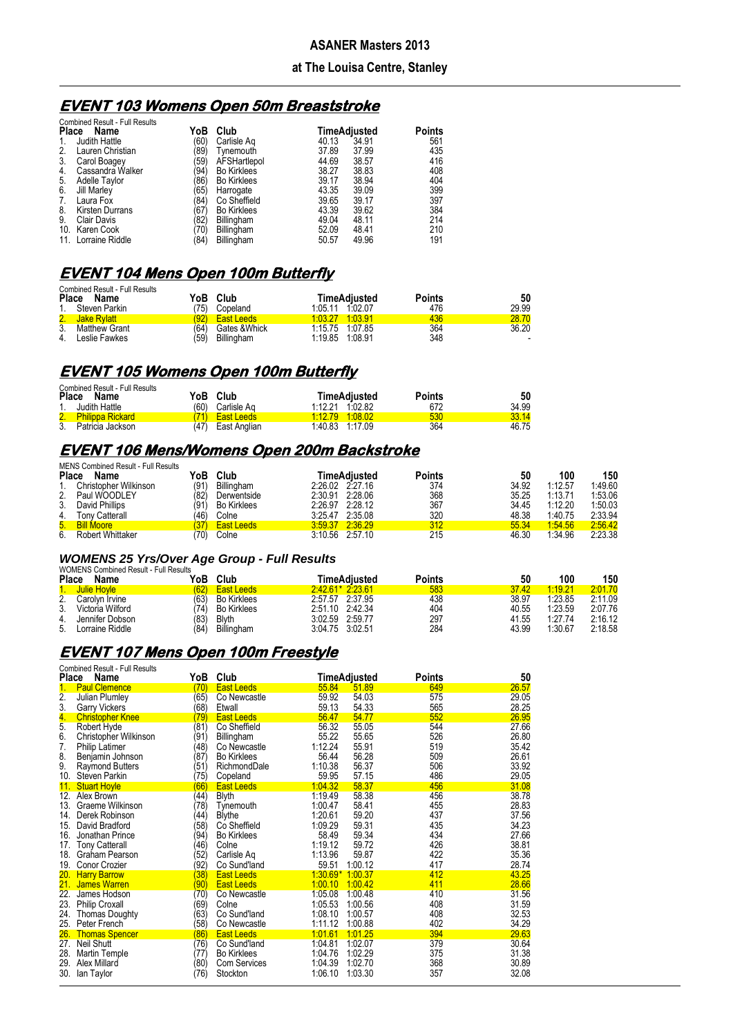**ASANER Masters 2013**

**at The Louisa Centre, Stanley**

## EVENT 103 Womens Open 50m Breaststroke

Combined Result - Full Results

| Place | Name | YoB | Club | Time | Adjusted | Points |
|---|---|---|---|---|---|---|
| 1. | Judith Hattle | (60) | Carlisle Aq | 40.13 | 34.91 | 561 |
| 2. | Lauren Christian | (89) | Tynemouth | 37.89 | 37.99 | 435 |
| 3. | Carol Boagey | (59) | AFSHartlepol | 44.69 | 38.57 | 416 |
| 4. | Cassandra Walker | (94) | Bo Kirklees | 38.27 | 38.83 | 408 |
| 5. | Adelle Taylor | (86) | Bo Kirklees | 39.17 | 38.94 | 404 |
| 6. | Jill Marley | (65) | Harrogate | 43.35 | 39.09 | 399 |
| 7. | Laura Fox | (84) | Co Sheffield | 39.65 | 39.17 | 397 |
| 8. | Kirsten Durrans | (67) | Bo Kirklees | 43.39 | 39.62 | 384 |
| 9. | Clair Davis | (82) | Billingham | 49.04 | 48.11 | 214 |
| 10. | Karen Cook | (70) | Billingham | 52.09 | 48.41 | 210 |
| 11. | Lorraine Riddle | (84) | Billingham | 50.57 | 49.96 | 191 |

## EVENT 104 Mens Open 100m Butterfly

Combined Result - Full Results

| Place | Name | YoB | Club | Time | Adjusted | Points | 50 |
|---|---|---|---|---|---|---|---|
| 1. | Steven Parkin | (75) | Copeland | 1:05.11 | 1:02.07 | 476 | 29.99 |
| 2. | Jake Rylatt | (92) | East Leeds | 1:03.27 | 1:03.91 | 436 | 28.70 |
| 3. | Matthew Grant | (64) | Gates &Whick | 1:15.75 | 1:07.85 | 364 | 36.20 |
| 4. | Leslie Fawkes | (59) | Billingham | 1:19.85 | 1:08.91 | 348 | - |

## EVENT 105 Womens Open 100m Butterfly

Combined Result - Full Results

| Place | Name | YoB | Club | Time | Adjusted | Points | 50 |
|---|---|---|---|---|---|---|---|
| 1. | Judith Hattle | (60) | Carlisle Aq | 1:12.21 | 1:02.82 | 672 | 34.99 |
| 2. | Philippa Rickard | (71) | East Leeds | 1:12.79 | 1:08.02 | 530 | 33.14 |
| 3. | Patricia Jackson | (47) | East Anglian | 1:40.83 | 1:17.09 | 364 | 46.75 |

## EVENT 106 Mens/Womens Open 200m Backstroke

MENS Combined Result - Full Results

| Place | Name | YoB | Club | Time | Adjusted | Points | 50 | 100 | 150 |
|---|---|---|---|---|---|---|---|---|---|
| 1. | Christopher Wilkinson | (91) | Billingham | 2:26.02 | 2:27.16 | 374 | 34.92 | 1:12.57 | 1:49.60 |
| 2. | Paul WOODLEY | (82) | Derwentside | 2:30.91 | 2:28.06 | 368 | 35.25 | 1:13.71 | 1:53.06 |
| 3. | David Phillips | (91) | Bo Kirklees | 2:26.97 | 2:28.12 | 367 | 34.45 | 1:12.20 | 1:50.03 |
| 4. | Tony Catterall | (46) | Colne | 3:25.47 | 2:35.08 | 320 | 48.38 | 1:40.75 | 2:33.94 |
| 5. | Bill Moore | (37) | East Leeds | 3:59.37 | 2:36.29 | 312 | 55.34 | 1:54.56 | 2:56.42 |
| 6. | Robert Whittaker | (70) | Colne | 3:10.56 | 2:57.10 | 215 | 46.30 | 1:34.96 | 2:23.38 |

### WOMENS 25 Yrs/Over Age Group - Full Results

WOMENS Combined Result - Full Results

| Place | Name | YoB | Club | Time | Adjusted | Points | 50 | 100 | 150 |
|---|---|---|---|---|---|---|---|---|---|
| 1. | Julie Hoyle | (62) | East Leeds | 2:42.61* | 2:23.61 | 583 | 37.42 | 1:19.21 | 2:01.70 |
| 2. | Carolyn Irvine | (63) | Bo Kirklees | 2:57.57 | 2:37.95 | 438 | 38.97 | 1:23.85 | 2:11.09 |
| 3. | Victoria Wilford | (74) | Bo Kirklees | 2:51.10 | 2:42.34 | 404 | 40.55 | 1:23.59 | 2:07.76 |
| 4. | Jennifer Dobson | (83) | Blyth | 3:02.59 | 2:59.77 | 297 | 41.55 | 1:27.74 | 2:16.12 |
| 5. | Lorraine Riddle | (84) | Billingham | 3:04.75 | 3:02.51 | 284 | 43.99 | 1:30.67 | 2:18.58 |

## EVENT 107 Mens Open 100m Freestyle

Combined Result - Full Results

| Place | Name | YoB | Club | Time | Adjusted | Points | 50 |
|---|---|---|---|---|---|---|---|
| 1. | Paul Clemence | (70) | East Leeds | 55.84 | 51.89 | 649 | 26.57 |
| 2. | Julian Plumley | (65) | Co Newcastle | 59.92 | 54.03 | 575 | 29.05 |
| 3. | Garry Vickers | (68) | Etwall | 59.13 | 54.33 | 565 | 28.25 |
| 4. | Christopher Knee | (79) | East Leeds | 56.47 | 54.77 | 552 | 26.95 |
| 5. | Robert Hyde | (81) | Co Sheffield | 56.32 | 55.05 | 544 | 27.66 |
| 6. | Christopher Wilkinson | (91) | Billingham | 55.22 | 55.65 | 526 | 26.80 |
| 7. | Philip Latimer | (48) | Co Newcastle | 1:12.24 | 55.91 | 519 | 35.42 |
| 8. | Benjamin Johnson | (87) | Bo Kirklees | 56.44 | 56.28 | 509 | 26.61 |
| 9. | Raymond Butters | (51) | RichmondDale | 1:10.38 | 56.37 | 506 | 33.92 |
| 10. | Steven Parkin | (75) | Copeland | 59.95 | 57.15 | 486 | 29.05 |
| 11. | Stuart Hoyle | (66) | East Leeds | 1:04.32 | 58.37 | 456 | 31.08 |
| 12. | Alex Brown | (44) | Blyth | 1:19.49 | 58.38 | 456 | 38.78 |
| 13. | Graeme Wilkinson | (78) | Tynemouth | 1:00.47 | 58.41 | 455 | 28.83 |
| 14. | Derek Robinson | (44) | Blythe | 1:20.61 | 59.20 | 437 | 37.56 |
| 15. | David Bradford | (58) | Co Sheffield | 1:09.29 | 59.31 | 435 | 34.23 |
| 16. | Jonathan Prince | (94) | Bo Kirklees | 58.49 | 59.34 | 434 | 27.66 |
| 17. | Tony Catterall | (46) | Colne | 1:19.12 | 59.72 | 426 | 38.81 |
| 18. | Graham Pearson | (52) | Carlisle Aq | 1:13.96 | 59.87 | 422 | 35.36 |
| 19. | Conor Crozier | (92) | Co Sund'land | 59.51 | 1:00.12 | 417 | 28.74 |
| 20. | Harry Barrow | (38) | East Leeds | 1:30.69* | 1:00.37 | 412 | 43.25 |
| 21. | James Warren | (90) | East Leeds | 1:00.10 | 1:00.42 | 411 | 28.66 |
| 22. | James Hodson | (70) | Co Newcastle | 1:05.08 | 1:00.48 | 410 | 31.56 |
| 23. | Philip Croxall | (69) | Colne | 1:05.53 | 1:00.56 | 408 | 31.59 |
| 24. | Thomas Doughty | (63) | Co Sund'land | 1:08.10 | 1:00.57 | 408 | 32.53 |
| 25. | Peter French | (58) | Co Newcastle | 1:11.12 | 1:00.88 | 402 | 34.29 |
| 26. | Thomas Spencer | (86) | East Leeds | 1:01.61 | 1:01.25 | 394 | 29.63 |
| 27. | Neil Shutt | (76) | Co Sund'land | 1:04.81 | 1:02.07 | 379 | 30.64 |
| 28. | Martin Temple | (77) | Bo Kirklees | 1:04.76 | 1:02.29 | 375 | 31.38 |
| 29. | Alex Millard | (80) | Com Services | 1:04.39 | 1:02.70 | 368 | 30.89 |
| 30. | Ian Taylor | (76) | Stockton | 1:06.10 | 1:03.30 | 357 | 32.08 |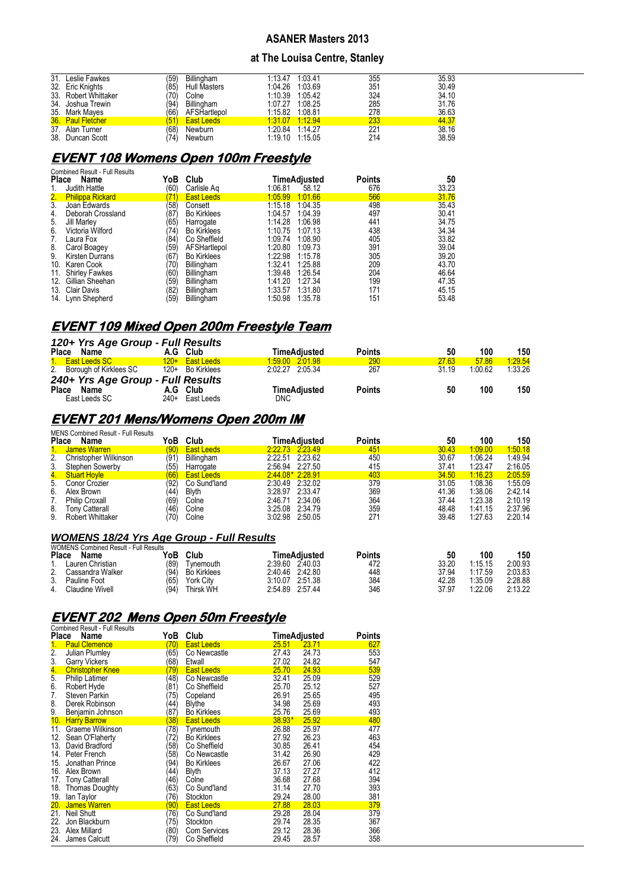## ASANER Masters 2013

### at The Louisa Centre, Stanley

| Place | Name | YoB | Club | Time | Adjusted | Points | 50 |
|---|---|---|---|---|---|---|---|
| 31. | Leslie Fawkes | (59) | Billingham | 1:13.47 | 1:03.41 | 355 | 35.93 |
| 32. | Eric Knights | (85) | Hull Masters | 1:04.26 | 1:03.69 | 351 | 30.49 |
| 33. | Robert Whittaker | (70) | Colne | 1:10.39 | 1:05.42 | 324 | 34.10 |
| 34. | Joshua Trewin | (94) | Billingham | 1:07.27 | 1:08.25 | 285 | 31.76 |
| 35. | Mark Mayes | (66) | AFSHartlepol | 1:15.82 | 1:08.81 | 278 | 36.63 |
| 36. | Paul Fletcher | (51) | East Leeds | 1:31.07 | 1:12.94 | 233 | 44.37 |
| 37. | Alan Turner | (68) | Newburn | 1:20.84 | 1:14.27 | 221 | 38.16 |
| 38. | Duncan Scott | (74) | Newburn | 1:19.10 | 1:15.05 | 214 | 38.59 |

## EVENT 108 Womens Open 100m Freestyle

Combined Result - Full Results

| Place | Name | YoB | Club | Time | Adjusted | Points | 50 |
|---|---|---|---|---|---|---|---|
| 1. | Judith Hattle | (60) | Carlisle Aq | 1:06.81 | 58.12 | 676 | 33.23 |
| 2. | Philippa Rickard | (71) | East Leeds | 1:05.99 | 1:01.66 | 566 | 31.76 |
| 3. | Joan Edwards | (58) | Consett | 1:15.18 | 1:04.35 | 498 | 35.43 |
| 4. | Deborah Crossland | (87) | Bo Kirklees | 1:04.57 | 1:04.39 | 497 | 30.41 |
| 5. | Jill Marley | (65) | Harrogate | 1:14.28 | 1:06.98 | 441 | 34.75 |
| 6. | Victoria Wilford | (74) | Bo Kirklees | 1:10.75 | 1:07.13 | 438 | 34.34 |
| 7. | Laura Fox | (84) | Co Sheffield | 1:09.74 | 1:08.90 | 405 | 33.82 |
| 8. | Carol Boagey | (59) | AFSHartlepol | 1:20.80 | 1:09.73 | 391 | 39.04 |
| 9. | Kirsten Durrans | (67) | Bo Kirklees | 1:22.98 | 1:15.78 | 305 | 39.20 |
| 10. | Karen Cook | (70) | Billingham | 1:32.41 | 1:25.88 | 209 | 43.70 |
| 11. | Shirley Fawkes | (60) | Billingham | 1:39.48 | 1:26.54 | 204 | 46.64 |
| 12. | Gillian Sheehan | (59) | Billingham | 1:41.20 | 1:27.34 | 199 | 47.35 |
| 13. | Clair Davis | (82) | Billingham | 1:33.57 | 1:31.80 | 171 | 45.15 |
| 14. | Lynn Shepherd | (59) | Billingham | 1:50.98 | 1:35.78 | 151 | 53.48 |

## EVENT 109 Mixed Open 200m Freestyle Team

### 120+ Yrs Age Group - Full Results

| Place | Name | A.G | Club | Time | Adjusted | Points | 50 | 100 | 150 |
|---|---|---|---|---|---|---|---|---|---|
| 1. | East Leeds SC | 120+ | East Leeds | 1:59.00 | 2:01.98 | 290 | 27.63 | 57.86 | 1:29.54 |
| 2. | Borough of Kirklees SC | 120+ | Bo Kirklees | 2:02.27 | 2:05.34 | 267 | 31.19 | 1:00.62 | 1:33.26 |

### 240+ Yrs Age Group - Full Results

| Place | Name | A.G | Club | Time | Adjusted | Points | 50 | 100 | 150 |
|---|---|---|---|---|---|---|---|---|---|
| | East Leeds SC | 240+ | East Leeds | DNC | | | | | |

## EVENT 201 Mens/Womens Open 200m IM

MENS Combined Result - Full Results

| Place | Name | YoB | Club | Time | Adjusted | Points | 50 | 100 | 150 |
|---|---|---|---|---|---|---|---|---|---|
| 1. | James Warren | (90) | East Leeds | 2:22.73 | 2:23.49 | 451 | 30.43 | 1:09.00 | 1:50.18 |
| 2. | Christopher Wilkinson | (91) | Billingham | 2:22.51 | 2:23.62 | 450 | 30.67 | 1:06.24 | 1:49.94 |
| 3. | Stephen Sowerby | (55) | Harrogate | 2:56.94 | 2:27.50 | 415 | 37.41 | 1:23.47 | 2:16.05 |
| 4. | Stuart Hoyle | (66) | East Leeds | 2:44.08* | 2:28.91 | 403 | 34.50 | 1:16.23 | 2:05.59 |
| 5. | Conor Crozier | (92) | Co Sund'land | 2:30.49 | 2:32.02 | 379 | 31.05 | 1:08.36 | 1:55.09 |
| 6. | Alex Brown | (44) | Blyth | 3:28.97 | 2:33.47 | 369 | 41.36 | 1:38.06 | 2:42.14 |
| 7. | Philip Croxall | (69) | Colne | 2:46.71 | 2:34.06 | 364 | 37.44 | 1:23.38 | 2:10.19 |
| 8. | Tony Catterall | (46) | Colne | 3:25.08 | 2:34.79 | 359 | 48.48 | 1:41.15 | 2:37.96 |
| 9. | Robert Whittaker | (70) | Colne | 3:02.98 | 2:50.05 | 271 | 39.48 | 1:27.63 | 2:20.14 |

### WOMENS 18/24 Yrs Age Group - Full Results

WOMENS Combined Result - Full Results

| Place | Name | YoB | Club | Time | Adjusted | Points | 50 | 100 | 150 |
|---|---|---|---|---|---|---|---|---|---|
| 1. | Lauren Christian | (89) | Tynemouth | 2:39.60 | 2:40.03 | 472 | 33.20 | 1:15.15 | 2:00.93 |
| 2. | Cassandra Walker | (94) | Bo Kirklees | 2:40.46 | 2:42.80 | 448 | 37.94 | 1:17.59 | 2:03.83 |
| 3. | Pauline Foot | (65) | York City | 3:10.07 | 2:51.38 | 384 | 42.28 | 1:35.09 | 2:28.88 |
| 4. | Claudine Wivell | (94) | Thirsk WH | 2:54.89 | 2:57.44 | 346 | 37.97 | 1:22.06 | 2:13.22 |

## EVENT 202 Mens Open 50m Freestyle

Combined Result - Full Results

| Place | Name | YoB | Club | Time | Adjusted | Points |
|---|---|---|---|---|---|---|
| 1. | Paul Clemence | (70) | East Leeds | 25.51 | 23.71 | 627 |
| 2. | Julian Plumley | (65) | Co Newcastle | 27.43 | 24.73 | 553 |
| 3. | Garry Vickers | (68) | Etwall | 27.02 | 24.82 | 547 |
| 4. | Christopher Knee | (79) | East Leeds | 25.70 | 24.93 | 539 |
| 5. | Philip Latimer | (48) | Co Newcastle | 32.41 | 25.09 | 529 |
| 6. | Robert Hyde | (81) | Co Sheffield | 25.70 | 25.12 | 527 |
| 7. | Steven Parkin | (75) | Copeland | 26.91 | 25.65 | 495 |
| 8. | Derek Robinson | (44) | Blythe | 34.98 | 25.69 | 493 |
| 9. | Benjamin Johnson | (87) | Bo Kirklees | 25.76 | 25.69 | 493 |
| 10. | Harry Barrow | (38) | East Leeds | 38.93* | 25.92 | 480 |
| 11. | Graeme Wilkinson | (78) | Tynemouth | 26.88 | 25.97 | 477 |
| 12. | Sean O'Flaherty | (72) | Bo Kirklees | 27.92 | 26.23 | 463 |
| 13. | David Bradford | (58) | Co Sheffield | 30.85 | 26.41 | 454 |
| 14. | Peter French | (58) | Co Newcastle | 31.42 | 26.90 | 429 |
| 15. | Jonathan Prince | (94) | Bo Kirklees | 26.67 | 27.06 | 422 |
| 16. | Alex Brown | (44) | Blyth | 37.13 | 27.27 | 412 |
| 17. | Tony Catterall | (46) | Colne | 36.68 | 27.68 | 394 |
| 18. | Thomas Doughty | (63) | Co Sund'land | 31.14 | 27.70 | 393 |
| 19. | Ian Taylor | (76) | Stockton | 29.24 | 28.00 | 381 |
| 20. | James Warren | (90) | East Leeds | 27.88 | 28.03 | 379 |
| 21. | Neil Shutt | (76) | Co Sund'land | 29.28 | 28.04 | 379 |
| 22. | Jon Blackburn | (75) | Stockton | 29.74 | 28.35 | 367 |
| 23. | Alex Millard | (80) | Com Services | 29.12 | 28.36 | 366 |
| 24. | James Calcutt | (79) | Co Sheffield | 29.45 | 28.57 | 358 |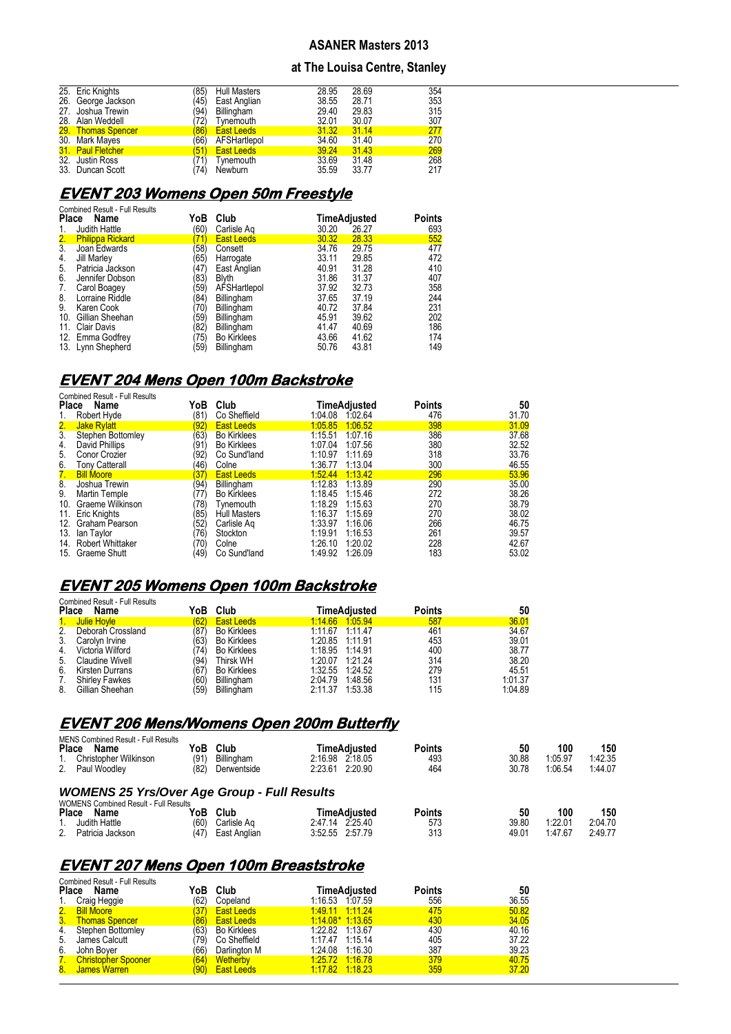## ASANER Masters 2013

### at The Louisa Centre, Stanley

| Place | Name | YoB | Club | Time | Adjusted | Points |
|---|---|---|---|---|---|---|
| 25. | Eric Knights | (85) | Hull Masters | 28.95 | 28.69 | 354 |
| 26. | George Jackson | (45) | East Anglian | 38.55 | 28.71 | 353 |
| 27. | Joshua Trewin | (94) | Billingham | 29.40 | 29.83 | 315 |
| 28. | Alan Weddell | (72) | Tynemouth | 32.01 | 30.07 | 307 |
| 29. | Thomas Spencer | (86) | East Leeds | 31.32 | 31.14 | 277 |
| 30. | Mark Mayes | (66) | AFSHartlepol | 34.60 | 31.40 | 270 |
| 31. | Paul Fletcher | (51) | East Leeds | 39.24 | 31.43 | 269 |
| 32. | Justin Ross | (71) | Tynemouth | 33.69 | 31.48 | 268 |
| 33. | Duncan Scott | (74) | Newburn | 35.59 | 33.77 | 217 |

## EVENT 203 Womens Open 50m Freestyle

Combined Result - Full Results

| Place | Name | YoB | Club | Time | Adjusted | Points |
|---|---|---|---|---|---|---|
| 1. | Judith Hattle | (60) | Carlisle Aq | 30.20 | 26.27 | 693 |
| 2. | Philippa Rickard | (71) | East Leeds | 30.32 | 28.33 | 552 |
| 3. | Joan Edwards | (58) | Consett | 34.76 | 29.75 | 477 |
| 4. | Jill Marley | (65) | Harrogate | 33.11 | 29.85 | 472 |
| 5. | Patricia Jackson | (47) | East Anglian | 40.91 | 31.28 | 410 |
| 6. | Jennifer Dobson | (83) | Blyth | 31.86 | 31.37 | 407 |
| 7. | Carol Boagey | (59) | AFSHartlepol | 37.92 | 32.73 | 358 |
| 8. | Lorraine Riddle | (84) | Billingham | 37.65 | 37.19 | 244 |
| 9. | Karen Cook | (70) | Billingham | 40.72 | 37.84 | 231 |
| 10. | Gillian Sheehan | (59) | Billingham | 45.91 | 39.62 | 202 |
| 11. | Clair Davis | (82) | Billingham | 41.47 | 40.69 | 186 |
| 12. | Emma Godfrey | (75) | Bo Kirklees | 43.66 | 41.62 | 174 |
| 13. | Lynn Shepherd | (59) | Billingham | 50.76 | 43.81 | 149 |

## EVENT 204 Mens Open 100m Backstroke

Combined Result - Full Results

| Place | Name | YoB | Club | Time | Adjusted | Points | 50 |
|---|---|---|---|---|---|---|---|
| 1. | Robert Hyde | (81) | Co Sheffield | 1:04.08 | 1:02.64 | 476 | 31.70 |
| 2. | Jake Rylatt | (92) | East Leeds | 1:05.85 | 1:06.52 | 398 | 31.09 |
| 3. | Stephen Bottomley | (63) | Bo Kirklees | 1:15.51 | 1:07.16 | 386 | 37.68 |
| 4. | David Phillips | (91) | Bo Kirklees | 1:07.04 | 1:07.56 | 380 | 32.52 |
| 5. | Conor Crozier | (92) | Co Sund'land | 1:10.97 | 1:11.69 | 318 | 33.76 |
| 6. | Tony Catterall | (46) | Colne | 1:36.77 | 1:13.04 | 300 | 46.55 |
| 7. | Bill Moore | (37) | East Leeds | 1:52.44 | 1:13.42 | 296 | 53.96 |
| 8. | Joshua Trewin | (94) | Billingham | 1:12.83 | 1:13.89 | 290 | 35.00 |
| 9. | Martin Temple | (77) | Bo Kirklees | 1:18.45 | 1:15.46 | 272 | 38.26 |
| 10. | Graeme Wilkinson | (78) | Tynemouth | 1:18.29 | 1:15.63 | 270 | 38.79 |
| 11. | Eric Knights | (85) | Hull Masters | 1:16.37 | 1:15.69 | 270 | 38.02 |
| 12. | Graham Pearson | (52) | Carlisle Aq | 1:33.97 | 1:16.06 | 266 | 46.75 |
| 13. | Ian Taylor | (76) | Stockton | 1:19.91 | 1:16.53 | 261 | 39.57 |
| 14. | Robert Whittaker | (70) | Colne | 1:26.10 | 1:20.02 | 228 | 42.67 |
| 15. | Graeme Shutt | (49) | Co Sund'land | 1:49.92 | 1:26.09 | 183 | 53.02 |

## EVENT 205 Womens Open 100m Backstroke

Combined Result - Full Results

| Place | Name | YoB | Club | Time | Adjusted | Points | 50 |
|---|---|---|---|---|---|---|---|
| 1. | Julie Hoyle | (62) | East Leeds | 1:14.66 | 1:05.94 | 587 | 36.01 |
| 2. | Deborah Crossland | (87) | Bo Kirklees | 1:11.67 | 1:11.47 | 461 | 34.67 |
| 3. | Carolyn Irvine | (63) | Bo Kirklees | 1:20.85 | 1:11.91 | 453 | 39.01 |
| 4. | Victoria Wilford | (74) | Bo Kirklees | 1:18.95 | 1:14.91 | 400 | 38.77 |
| 5. | Claudine Wivell | (94) | Thirsk WH | 1:20.07 | 1:21.24 | 314 | 38.20 |
| 6. | Kirsten Durrans | (67) | Bo Kirklees | 1:32.55 | 1:24.52 | 279 | 45.51 |
| 7. | Shirley Fawkes | (60) | Billingham | 2:04.79 | 1:48.56 | 131 | 1:01.37 |
| 8. | Gillian Sheehan | (59) | Billingham | 2:11.37 | 1:53.38 | 115 | 1:04.89 |

## EVENT 206 Mens/Womens Open 200m Butterfly

MENS Combined Result - Full Results

| Place | Name | YoB | Club | Time | Adjusted | Points | 50 | 100 | 150 |
|---|---|---|---|---|---|---|---|---|---|
| 1. | Christopher Wilkinson | (91) | Billingham | 2:16.98 | 2:18.05 | 493 | 30.88 | 1:05.97 | 1:42.35 |
| 2. | Paul Woodley | (82) | Derwentside | 2:23.61 | 2:20.90 | 464 | 30.78 | 1:06.54 | 1:44.07 |

### WOMENS 25 Yrs/Over Age Group - Full Results

WOMENS Combined Result - Full Results

| Place | Name | YoB | Club | Time | Adjusted | Points | 50 | 100 | 150 |
|---|---|---|---|---|---|---|---|---|---|
| 1. | Judith Hattle | (60) | Carlisle Aq | 2:47.14 | 2:25.40 | 573 | 39.80 | 1:22.01 | 2:04.70 |
| 2. | Patricia Jackson | (47) | East Anglian | 3:52.55 | 2:57.79 | 313 | 49.01 | 1:47.67 | 2:49.77 |

## EVENT 207 Mens Open 100m Breaststroke

Combined Result - Full Results

| Place | Name | YoB | Club | Time | Adjusted | Points | 50 |
|---|---|---|---|---|---|---|---|
| 1. | Craig Heggie | (62) | Copeland | 1:16.53 | 1:07.59 | 556 | 36.55 |
| 2. | Bill Moore | (37) | East Leeds | 1:49.11 | 1:11.24 | 475 | 50.82 |
| 3. | Thomas Spencer | (86) | East Leeds | 1:14.08* | 1:13.65 | 430 | 34.05 |
| 4. | Stephen Bottomley | (63) | Bo Kirklees | 1:22.82 | 1:13.67 | 430 | 40.16 |
| 5. | James Calcutt | (79) | Co Sheffield | 1:17.47 | 1:15.14 | 405 | 37.22 |
| 6. | John Boyer | (66) | Darlington M | 1:24.08 | 1:16.30 | 387 | 39.23 |
| 7. | Christopher Spooner | (64) | Wetherby | 1:25.72 | 1:16.78 | 379 | 40.75 |
| 8. | James Warren | (90) | East Leeds | 1:17.82 | 1:18.23 | 359 | 37.20 |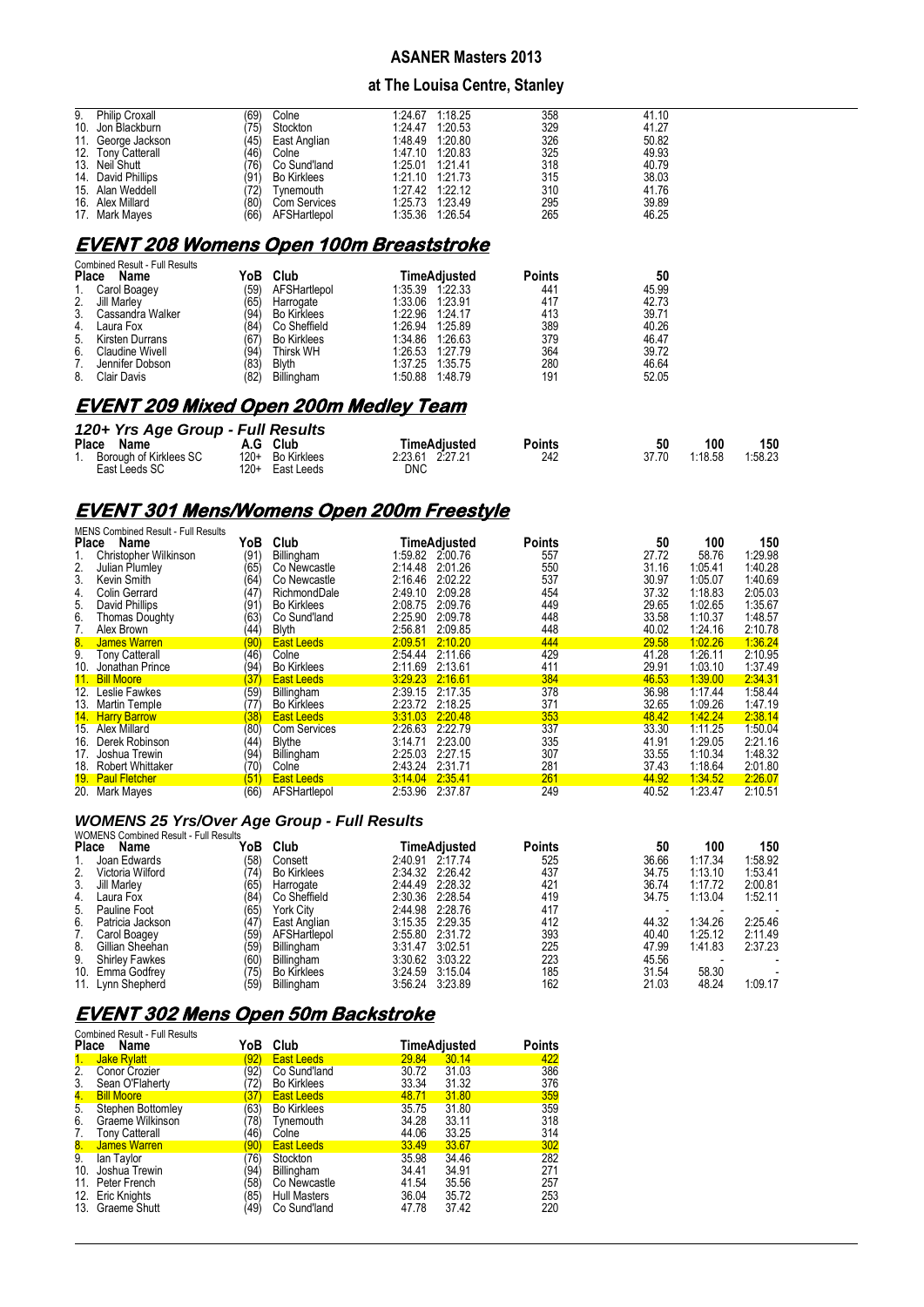| Place | Name | YoB | Club | Time | Adjusted | Points | 50 |
|---|---|---|---|---|---|---|---|
| 9. | Philip Croxall | (69) | Colne | 1:24.67 | 1:18.25 | 358 | 41.10 |
| 10. | Jon Blackburn | (75) | Stockton | 1:24.47 | 1:20.53 | 329 | 41.27 |
| 11. | George Jackson | (45) | East Anglian | 1:48.49 | 1:20.80 | 326 | 50.82 |
| 12. | Tony Catterall | (46) | Colne | 1:47.10 | 1:20.83 | 325 | 49.93 |
| 13. | Neil Shutt | (76) | Co Sund'land | 1:25.01 | 1:21.41 | 318 | 40.79 |
| 14. | David Phillips | (91) | Bo Kirklees | 1:21.10 | 1:21.73 | 315 | 38.03 |
| 15. | Alan Weddell | (72) | Tynemouth | 1:27.42 | 1:22.12 | 310 | 41.76 |
| 16. | Alex Millard | (80) | Com Services | 1:25.73 | 1:23.49 | 295 | 39.89 |
| 17. | Mark Mayes | (66) | AFSHartlepol | 1:35.36 | 1:26.54 | 265 | 46.25 |

## EVENT 208 Womens Open 100m Breaststroke

Combined Result - Full Results

| Place | Name | YoB | Club | Time | Adjusted | Points | 50 |
|---|---|---|---|---|---|---|---|
| 1. | Carol Boagey | (59) | AFSHartlepol | 1:35.39 | 1:22.33 | 441 | 45.99 |
| 2. | Jill Marley | (65) | Harrogate | 1:33.06 | 1:23.91 | 417 | 42.73 |
| 3. | Cassandra Walker | (94) | Bo Kirklees | 1:22.96 | 1:24.17 | 413 | 39.71 |
| 4. | Laura Fox | (84) | Co Sheffield | 1:26.94 | 1:25.89 | 389 | 40.26 |
| 5. | Kirsten Durrans | (67) | Bo Kirklees | 1:34.86 | 1:26.63 | 379 | 46.47 |
| 6. | Claudine Wivell | (94) | Thirsk WH | 1:26.53 | 1:27.79 | 364 | 39.72 |
| 7. | Jennifer Dobson | (83) | Blyth | 1:37.25 | 1:35.75 | 280 | 46.64 |
| 8. | Clair Davis | (82) | Billingham | 1:50.88 | 1:48.79 | 191 | 52.05 |

## EVENT 209 Mixed Open 200m Medley Team

### 120+ Yrs Age Group - Full Results

| Place | Name | A.G | Club | Time | Adjusted | Points | 50 | 100 | 150 |
|---|---|---|---|---|---|---|---|---|---|
| 1. | Borough of Kirklees SC | 120+ | Bo Kirklees | 2:23.61 | 2:27.21 | 242 | 37.70 | 1:18.58 | 1:58.23 |
| | East Leeds SC | 120+ | East Leeds | DNC | | | | | |

## EVENT 301 Mens/Womens Open 200m Freestyle

MENS Combined Result - Full Results

| Place | Name | YoB | Club | Time | Adjusted | Points | 50 | 100 | 150 |
|---|---|---|---|---|---|---|---|---|---|
| 1. | Christopher Wilkinson | (91) | Billingham | 1:59.82 | 2:00.76 | 557 | 27.72 | 58.76 | 1:29.98 |
| 2. | Julian Plumley | (65) | Co Newcastle | 2:14.48 | 2:01.26 | 550 | 31.16 | 1:05.41 | 1:40.28 |
| 3. | Kevin Smith | (64) | Co Newcastle | 2:16.46 | 2:02.22 | 537 | 30.97 | 1:05.07 | 1:40.69 |
| 4. | Colin Gerrard | (47) | RichmondDale | 2:49.10 | 2:09.28 | 454 | 37.32 | 1:18.83 | 2:05.03 |
| 5. | David Phillips | (91) | Bo Kirklees | 2:08.75 | 2:09.76 | 449 | 29.65 | 1:02.65 | 1:35.67 |
| 6. | Thomas Doughty | (63) | Co Sund'land | 2:25.90 | 2:09.78 | 448 | 33.58 | 1:10.37 | 1:48.57 |
| 7. | Alex Brown | (44) | Blyth | 2:56.81 | 2:09.85 | 448 | 40.02 | 1:24.16 | 2:10.78 |
| 8. | James Warren | (90) | East Leeds | 2:09.51 | 2:10.20 | 444 | 29.58 | 1:02.26 | 1:36.24 |
| 9. | Tony Catterall | (46) | Colne | 2:54.44 | 2:11.66 | 429 | 41.28 | 1:26.11 | 2:10.95 |
| 10. | Jonathan Prince | (94) | Bo Kirklees | 2:11.69 | 2:13.61 | 411 | 29.91 | 1:03.10 | 1:37.49 |
| 11. | Bill Moore | (37) | East Leeds | 3:29.23 | 2:16.61 | 384 | 46.53 | 1:39.00 | 2:34.31 |
| 12. | Leslie Fawkes | (59) | Billingham | 2:39.15 | 2:17.35 | 378 | 36.98 | 1:17.44 | 1:58.44 |
| 13. | Martin Temple | (77) | Bo Kirklees | 2:23.72 | 2:18.25 | 371 | 32.65 | 1:09.26 | 1:47.19 |
| 14. | Harry Barrow | (38) | East Leeds | 3:31.03 | 2:20.48 | 353 | 48.42 | 1:42.24 | 2:38.14 |
| 15. | Alex Millard | (80) | Com Services | 2:26.63 | 2:22.79 | 337 | 33.30 | 1:11.25 | 1:50.04 |
| 16. | Derek Robinson | (44) | Blythe | 3:14.71 | 2:23.00 | 335 | 41.91 | 1:29.05 | 2:21.16 |
| 17. | Joshua Trewin | (94) | Billingham | 2:25.03 | 2:27.15 | 307 | 33.55 | 1:10.34 | 1:48.32 |
| 18. | Robert Whittaker | (70) | Colne | 2:43.24 | 2:31.71 | 281 | 37.43 | 1:18.64 | 2:01.80 |
| 19. | Paul Fletcher | (51) | East Leeds | 3:14.04 | 2:35.41 | 261 | 44.92 | 1:34.52 | 2:26.07 |
| 20. | Mark Mayes | (66) | AFSHartlepol | 2:53.96 | 2:37.87 | 249 | 40.52 | 1:23.47 | 2:10.51 |

### WOMENS 25 Yrs/Over Age Group - Full Results

WOMENS Combined Result - Full Results

| Place | Name | YoB | Club | Time | Adjusted | Points | 50 | 100 | 150 |
|---|---|---|---|---|---|---|---|---|---|
| 1. | Joan Edwards | (58) | Consett | 2:40.91 | 2:17.74 | 525 | 36.66 | 1:17.34 | 1:58.92 |
| 2. | Victoria Wilford | (74) | Bo Kirklees | 2:34.32 | 2:26.42 | 437 | 34.75 | 1:13.10 | 1:53.41 |
| 3. | Jill Marley | (65) | Harrogate | 2:44.49 | 2:28.32 | 421 | 36.74 | 1:17.72 | 2:00.81 |
| 4. | Laura Fox | (84) | Co Sheffield | 2:30.36 | 2:28.54 | 419 | 34.75 | 1:13.04 | 1:52.11 |
| 5. | Pauline Foot | (65) | York City | 2:44.98 | 2:28.76 | 417 | - | - | - |
| 6. | Patricia Jackson | (47) | East Anglian | 3:15.35 | 2:29.35 | 412 | 44.32 | 1:34.26 | 2:25.46 |
| 7. | Carol Boagey | (59) | AFSHartlepol | 2:55.80 | 2:31.72 | 393 | 40.40 | 1:25.12 | 2:11.49 |
| 8. | Gillian Sheehan | (59) | Billingham | 3:31.47 | 3:02.51 | 225 | 47.99 | 1:41.83 | 2:37.23 |
| 9. | Shirley Fawkes | (60) | Billingham | 3:30.62 | 3:03.22 | 223 | 45.56 | - | - |
| 10. | Emma Godfrey | (75) | Bo Kirklees | 3:24.59 | 3:15.04 | 185 | 31.54 | 58.30 | - |
| 11. | Lynn Shepherd | (59) | Billingham | 3:56.24 | 3:23.89 | 162 | 21.03 | 48.24 | 1:09.17 |

## EVENT 302 Mens Open 50m Backstroke

Combined Result - Full Results

| Place | Name | YoB | Club | Time | Adjusted | Points |
|---|---|---|---|---|---|---|
| 1. | Jake Rylatt | (92) | East Leeds | 29.84 | 30.14 | 422 |
| 2. | Conor Crozier | (92) | Co Sund'land | 30.72 | 31.03 | 386 |
| 3. | Sean O'Flaherty | (72) | Bo Kirklees | 33.34 | 31.32 | 376 |
| 4. | Bill Moore | (37) | East Leeds | 48.71 | 31.80 | 359 |
| 5. | Stephen Bottomley | (63) | Bo Kirklees | 35.75 | 31.80 | 359 |
| 6. | Graeme Wilkinson | (78) | Tynemouth | 34.28 | 33.11 | 318 |
| 7. | Tony Catterall | (46) | Colne | 44.06 | 33.25 | 314 |
| 8. | James Warren | (90) | East Leeds | 33.49 | 33.67 | 302 |
| 9. | Ian Taylor | (76) | Stockton | 35.98 | 34.46 | 282 |
| 10. | Joshua Trewin | (94) | Billingham | 34.41 | 34.91 | 271 |
| 11. | Peter French | (58) | Co Newcastle | 41.54 | 35.56 | 257 |
| 12. | Eric Knights | (85) | Hull Masters | 36.04 | 35.72 | 253 |
| 13. | Graeme Shutt | (49) | Co Sund'land | 47.78 | 37.42 | 220 |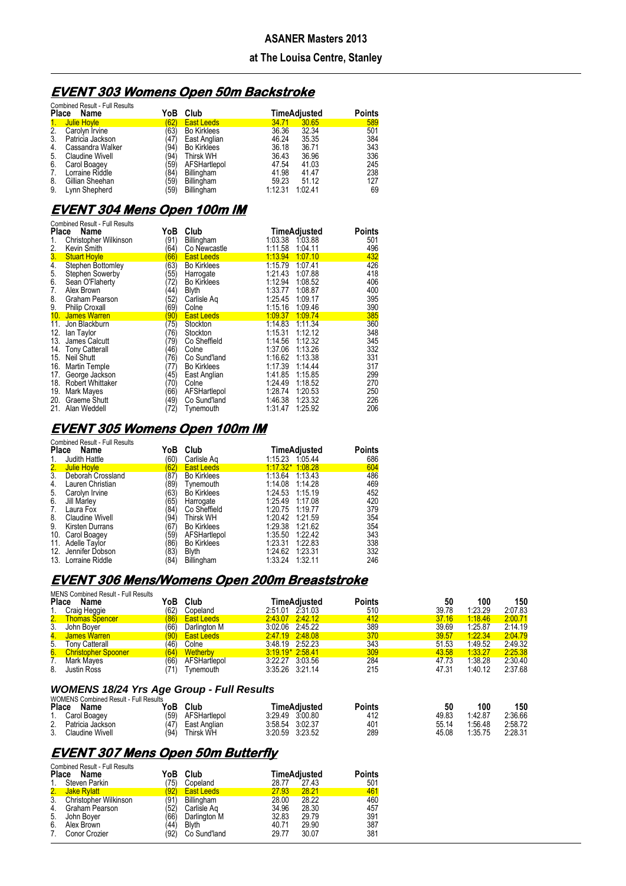## ASANER Masters 2013

### at The Louisa Centre, Stanley

## EVENT 303 Womens Open 50m Backstroke

Combined Result - Full Results

| Place | Name | YoB | Club | Time | Adjusted | Points |
|---|---|---|---|---|---|---|
| 1. | Julie Hoyle | (62) | East Leeds | 34.71 | 30.65 | 589 |
| 2. | Carolyn Irvine | (63) | Bo Kirklees | 36.36 | 32.34 | 501 |
| 3. | Patricia Jackson | (47) | East Anglian | 46.24 | 35.35 | 384 |
| 4. | Cassandra Walker | (94) | Bo Kirklees | 36.18 | 36.71 | 343 |
| 5. | Claudine Wivell | (94) | Thirsk WH | 36.43 | 36.96 | 336 |
| 6. | Carol Boagey | (59) | AFSHartlepol | 47.54 | 41.03 | 245 |
| 7. | Lorraine Riddle | (84) | Billingham | 41.98 | 41.47 | 238 |
| 8. | Gillian Sheehan | (59) | Billingham | 59.23 | 51.12 | 127 |
| 9. | Lynn Shepherd | (59) | Billingham | 1:12.31 | 1:02.41 | 69 |

## EVENT 304 Mens Open 100m IM

Combined Result - Full Results

| Place | Name | YoB | Club | Time | Adjusted | Points |
|---|---|---|---|---|---|---|
| 1. | Christopher Wilkinson | (91) | Billingham | 1:03.38 | 1:03.88 | 501 |
| 2. | Kevin Smith | (64) | Co Newcastle | 1:11.58 | 1:04.11 | 496 |
| 3. | Stuart Hoyle | (66) | East Leeds | 1:13.94 | 1:07.10 | 432 |
| 4. | Stephen Bottomley | (63) | Bo Kirklees | 1:15.79 | 1:07.41 | 426 |
| 5. | Stephen Sowerby | (55) | Harrogate | 1:21.43 | 1:07.88 | 418 |
| 6. | Sean O'Flaherty | (72) | Bo Kirklees | 1:12.94 | 1:08.52 | 406 |
| 7. | Alex Brown | (44) | Blyth | 1:33.77 | 1:08.87 | 400 |
| 8. | Graham Pearson | (52) | Carlisle Aq | 1:25.45 | 1:09.17 | 395 |
| 9. | Philip Croxall | (69) | Colne | 1:15.16 | 1:09.46 | 390 |
| 10. | James Warren | (90) | East Leeds | 1:09.37 | 1:09.74 | 385 |
| 11. | Jon Blackburn | (75) | Stockton | 1:14.83 | 1:11.34 | 360 |
| 12. | Ian Taylor | (76) | Stockton | 1:15.31 | 1:12.12 | 348 |
| 13. | James Calcutt | (79) | Co Sheffield | 1:14.56 | 1:12.32 | 345 |
| 14. | Tony Catterall | (46) | Colne | 1:37.06 | 1:13.26 | 332 |
| 15. | Neil Shutt | (76) | Co Sund'land | 1:16.62 | 1:13.38 | 331 |
| 16. | Martin Temple | (77) | Bo Kirklees | 1:17.39 | 1:14.44 | 317 |
| 17. | George Jackson | (45) | East Anglian | 1:41.85 | 1:15.85 | 299 |
| 18. | Robert Whittaker | (70) | Colne | 1:24.49 | 1:18.52 | 270 |
| 19. | Mark Mayes | (66) | AFSHartlepol | 1:28.74 | 1:20.53 | 250 |
| 20. | Graeme Shutt | (49) | Co Sund'land | 1:46.38 | 1:23.32 | 226 |
| 21. | Alan Weddell | (72) | Tynemouth | 1:31.47 | 1:25.92 | 206 |

## EVENT 305 Womens Open 100m IM

Combined Result - Full Results

| Place | Name | YoB | Club | Time | Adjusted | Points |
|---|---|---|---|---|---|---|
| 1. | Judith Hattle | (60) | Carlisle Aq | 1:15.23 | 1:05.44 | 686 |
| 2. | Julie Hoyle | (62) | East Leeds | 1:17.32* | 1:08.28 | 604 |
| 3. | Deborah Crossland | (87) | Bo Kirklees | 1:13.64 | 1:13.43 | 486 |
| 4. | Lauren Christian | (89) | Tynemouth | 1:14.08 | 1:14.28 | 469 |
| 5. | Carolyn Irvine | (63) | Bo Kirklees | 1:24.53 | 1:15.19 | 452 |
| 6. | Jill Marley | (65) | Harrogate | 1:25.49 | 1:17.08 | 420 |
| 7. | Laura Fox | (84) | Co Sheffield | 1:20.75 | 1:19.77 | 379 |
| 8. | Claudine Wivell | (94) | Thirsk WH | 1:20.42 | 1:21.59 | 354 |
| 9. | Kirsten Durrans | (67) | Bo Kirklees | 1:29.38 | 1:21.62 | 354 |
| 10. | Carol Boagey | (59) | AFSHartlepol | 1:35.50 | 1:22.42 | 343 |
| 11. | Adelle Taylor | (86) | Bo Kirklees | 1:23.31 | 1:22.83 | 338 |
| 12. | Jennifer Dobson | (83) | Blyth | 1:24.62 | 1:23.31 | 332 |
| 13. | Lorraine Riddle | (84) | Billingham | 1:33.24 | 1:32.11 | 246 |

## EVENT 306 Mens/Womens Open 200m Breaststroke

MENS Combined Result - Full Results

| Place | Name | YoB | Club | Time | Adjusted | Points | 50 | 100 | 150 |
|---|---|---|---|---|---|---|---|---|---|
| 1. | Craig Heggie | (62) | Copeland | 2:51.01 | 2:31.03 | 510 | 39.78 | 1:23.29 | 2:07.83 |
| 2. | Thomas Spencer | (86) | East Leeds | 2:43.07 | 2:42.12 | 412 | 37.16 | 1:18.46 | 2:00.71 |
| 3. | John Boyer | (66) | Darlington M | 3:02.06 | 2:45.22 | 389 | 39.69 | 1:25.87 | 2:14.19 |
| 4. | James Warren | (90) | East Leeds | 2:47.19 | 2:48.08 | 370 | 39.57 | 1:22.34 | 2:04.79 |
| 5. | Tony Catterall | (46) | Colne | 3:48.19 | 2:52.23 | 343 | 51.53 | 1:49.52 | 2:49.32 |
| 6. | Christopher Spooner | (64) | Wetherby | 3:19.19* | 2:58.41 | 309 | 43.58 | 1:33.27 | 2:25.38 |
| 7. | Mark Mayes | (66) | AFSHartlepol | 3:22.27 | 3:03.56 | 284 | 47.73 | 1:38.28 | 2:30.40 |
| 8. | Justin Ross | (71) | Tynemouth | 3:35.26 | 3:21.14 | 215 | 47.31 | 1:40.12 | 2:37.68 |

### WOMENS 18/24 Yrs Age Group - Full Results

WOMENS Combined Result - Full Results

| Place | Name | YoB | Club | Time | Adjusted | Points | 50 | 100 | 150 |
|---|---|---|---|---|---|---|---|---|---|
| 1. | Carol Boagey | (59) | AFSHartlepol | 3:29.49 | 3:00.80 | 412 | 49.83 | 1:42.87 | 2:36.66 |
| 2. | Patricia Jackson | (47) | East Anglian | 3:58.54 | 3:02.37 | 401 | 55.14 | 1:56.48 | 2:58.72 |
| 3. | Claudine Wivell | (94) | Thirsk WH | 3:20.59 | 3:23.52 | 289 | 45.08 | 1:35.75 | 2:28.31 |

## EVENT 307 Mens Open 50m Butterfly

Combined Result - Full Results

| Place | Name | YoB | Club | Time | Adjusted | Points |
|---|---|---|---|---|---|---|
| 1. | Steven Parkin | (75) | Copeland | 28.77 | 27.43 | 501 |
| 2. | Jake Rylatt | (92) | East Leeds | 27.93 | 28.21 | 461 |
| 3. | Christopher Wilkinson | (91) | Billingham | 28.00 | 28.22 | 460 |
| 4. | Graham Pearson | (52) | Carlisle Aq | 34.96 | 28.30 | 457 |
| 5. | John Boyer | (66) | Darlington M | 32.83 | 29.79 | 391 |
| 6. | Alex Brown | (44) | Blyth | 40.71 | 29.90 | 387 |
| 7. | Conor Crozier | (92) | Co Sund'land | 29.77 | 30.07 | 381 |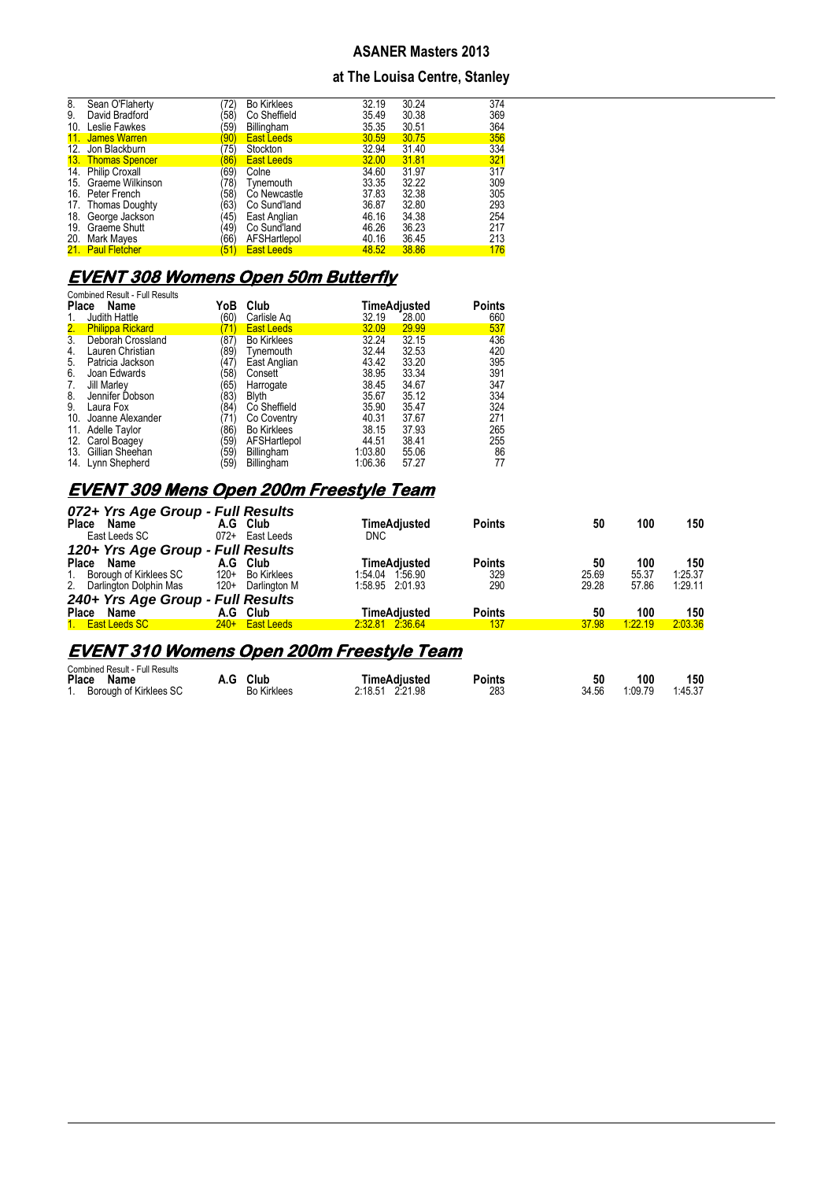| | | | | | | |
|---|---|---|---|---|---|---|
| 8. | Sean O'Flaherty | (72) | Bo Kirklees | 32.19 | 30.24 | 374 |
| 9. | David Bradford | (58) | Co Sheffield | 35.49 | 30.38 | 369 |
| 10. | Leslie Fawkes | (59) | Billingham | 35.35 | 30.51 | 364 |
| 11. | James Warren | (90) | East Leeds | 30.59 | 30.75 | 356 |
| 12. | Jon Blackburn | (75) | Stockton | 32.94 | 31.40 | 334 |
| 13. | Thomas Spencer | (86) | East Leeds | 32.00 | 31.81 | 321 |
| 14. | Philip Croxall | (69) | Colne | 34.60 | 31.97 | 317 |
| 15. | Graeme Wilkinson | (78) | Tynemouth | 33.35 | 32.22 | 309 |
| 16. | Peter French | (58) | Co Newcastle | 37.83 | 32.38 | 305 |
| 17. | Thomas Doughty | (63) | Co Sund'land | 36.87 | 32.80 | 293 |
| 18. | George Jackson | (45) | East Anglian | 46.16 | 34.38 | 254 |
| 19. | Graeme Shutt | (49) | Co Sund'land | 46.26 | 36.23 | 217 |
| 20. | Mark Mayes | (66) | AFSHartlepol | 40.16 | 36.45 | 213 |
| 21. | Paul Fletcher | (51) | East Leeds | 48.52 | 38.86 | 176 |

## EVENT 308 Womens Open 50m Butterfly

Combined Result - Full Results

| Place | Name | YoB | Club | Time | Adjusted | Points |
|---|---|---|---|---|---|---|
| 1. | Judith Hattle | (60) | Carlisle Aq | 32.19 | 28.00 | 660 |
| 2. | Philippa Rickard | (71) | East Leeds | 32.09 | 29.99 | 537 |
| 3. | Deborah Crossland | (87) | Bo Kirklees | 32.24 | 32.15 | 436 |
| 4. | Lauren Christian | (89) | Tynemouth | 32.44 | 32.53 | 420 |
| 5. | Patricia Jackson | (47) | East Anglian | 43.42 | 33.20 | 395 |
| 6. | Joan Edwards | (58) | Consett | 38.95 | 33.34 | 391 |
| 7. | Jill Marley | (65) | Harrogate | 38.45 | 34.67 | 347 |
| 8. | Jennifer Dobson | (83) | Blyth | 35.67 | 35.12 | 334 |
| 9. | Laura Fox | (84) | Co Sheffield | 35.90 | 35.47 | 324 |
| 10. | Joanne Alexander | (71) | Co Coventry | 40.31 | 37.67 | 271 |
| 11. | Adelle Taylor | (86) | Bo Kirklees | 38.15 | 37.93 | 265 |
| 12. | Carol Boagey | (59) | AFSHartlepol | 44.51 | 38.41 | 255 |
| 13. | Gillian Sheehan | (59) | Billingham | 1:03.80 | 55.06 | 86 |
| 14. | Lynn Shepherd | (59) | Billingham | 1:06.36 | 57.27 | 77 |

## EVENT 309 Mens Open 200m Freestyle Team

### 072+ Yrs Age Group - Full Results

| Place | Name | A.G | Club | Time | Adjusted | Points | 50 | 100 | 150 |
|---|---|---|---|---|---|---|---|---|---|
| | East Leeds SC | 072+ | East Leeds | DNC | | | | | |

### 120+ Yrs Age Group - Full Results

| Place | Name | A.G | Club | Time | Adjusted | Points | 50 | 100 | 150 |
|---|---|---|---|---|---|---|---|---|---|
| 1. | Borough of Kirklees SC | 120+ | Bo Kirklees | 1:54.04 | 1:56.90 | 329 | 25.69 | 55.37 | 1:25.37 |
| 2. | Darlington Dolphin Mas | 120+ | Darlington M | 1:58.95 | 2:01.93 | 290 | 29.28 | 57.86 | 1:29.11 |

### 240+ Yrs Age Group - Full Results

| Place | Name | A.G | Club | Time | Adjusted | Points | 50 | 100 | 150 |
|---|---|---|---|---|---|---|---|---|---|
| 1. | East Leeds SC | 240+ | East Leeds | 2:32.81 | 2:36.64 | 137 | 37.98 | 1:22.19 | 2:03.36 |

## EVENT 310 Womens Open 200m Freestyle Team

Combined Result - Full Results

| Place | Name | A.G | Club | Time | Adjusted | Points | 50 | 100 | 150 |
|---|---|---|---|---|---|---|---|---|---|
| 1. | Borough of Kirklees SC | | Bo Kirklees | 2:18.51 | 2:21.98 | 283 | 34.56 | 1:09.79 | 1:45.37 |